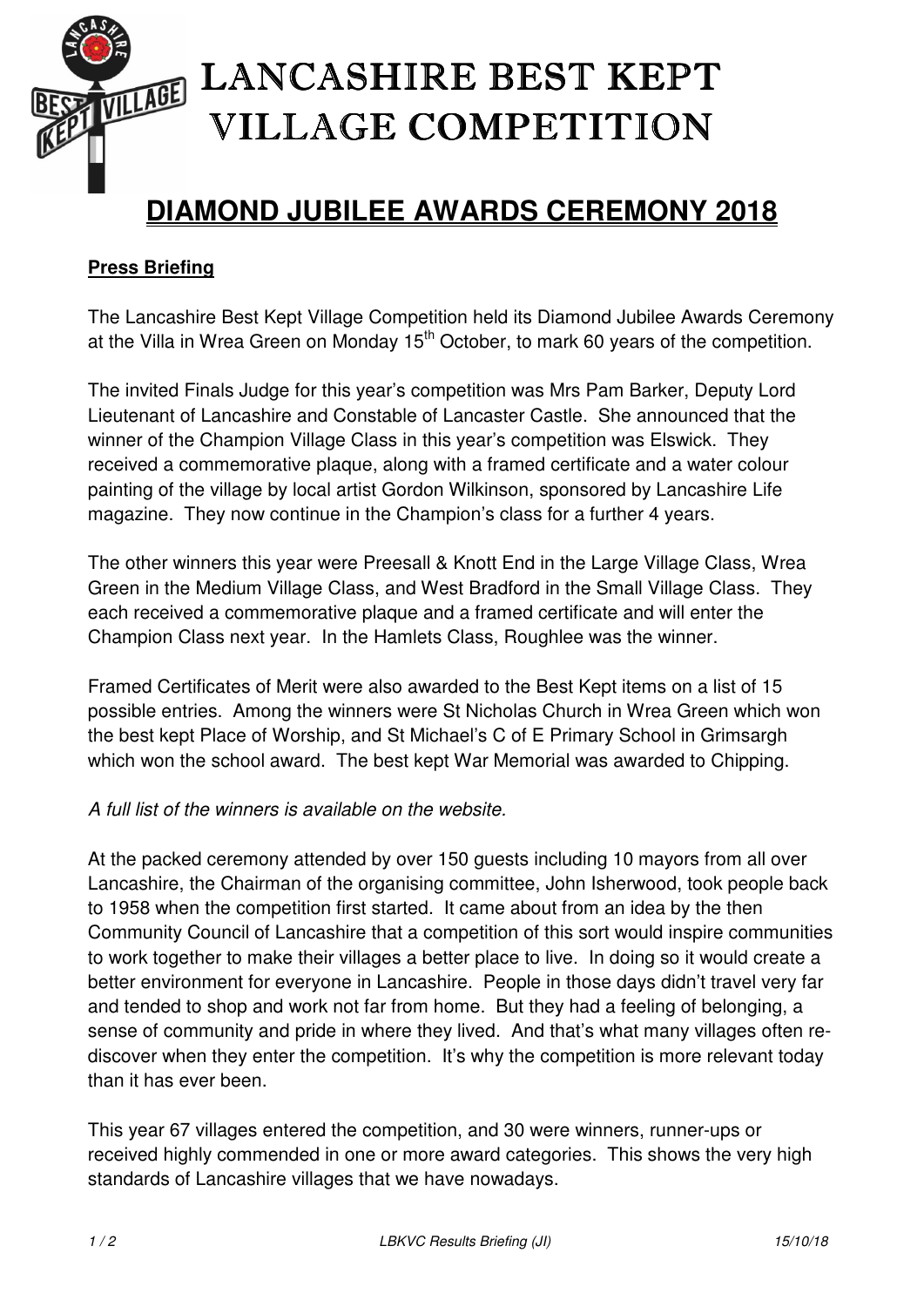# LANCASHIRE BEST KEPT VILLAGE COMPETITION

## DIAMOND JUBILEE AWARDS CEREMONY 2018

**Press Briefing**

The Lancashire Best Kept Village Competition held its Diamond Jubilee Awards Ceremony at the Villa in Wrea Green on Monday 15th October, to mark 60 years of the competition.

The invited Finals Judge for this year's competition was Mrs Pam Barker, Deputy Lord Lieutenant of Lancashire and Constable of Lancaster Castle. She announced that the winner of the Champion Village Class in this year's competition was Elswick. They received a commemorative plaque, along with a framed certificate and a water colour painting of the village by local artist Gordon Wilkinson, sponsored by Lancashire Life magazine. They now continue in the Champion's class for a further 4 years.

The other winners this year were Preesall & Knott End in the Large Village Class, Wrea Green in the Medium Village Class, and West Bradford in the Small Village Class. They each received a commemorative plaque and a framed certificate and will enter the Champion Class next year. In the Hamlets Class, Roughlee was the winner.

Framed Certificates of Merit were also awarded to the Best Kept items on a list of 15 possible entries. Among the winners were St Nicholas Church in Wrea Green which won the best kept Place of Worship, and St Michael's C of E Primary School in Grimsargh which won the school award. The best kept War Memorial was awarded to Chipping.

*A full list of the winners is available on the website.*

At the packed ceremony attended by over 150 guests including 10 mayors from all over Lancashire, the Chairman of the organising committee, John Isherwood, took people back to 1958 when the competition first started. It came about from an idea by the then Community Council of Lancashire that a competition of this sort would inspire communities to work together to make their villages a better place to live. In doing so it would create a better environment for everyone in Lancashire. People in those days didn't travel very far and tended to shop and work not far from home. But they had a feeling of belonging, a sense of community and pride in where they lived. And that's what many villages often re-discover when they enter the competition. It's why the competition is more relevant today than it has ever been.

This year 67 villages entered the competition, and 30 were winners, runner-ups or received highly commended in one or more award categories. This shows the very high standards of Lancashire villages that we have nowadays.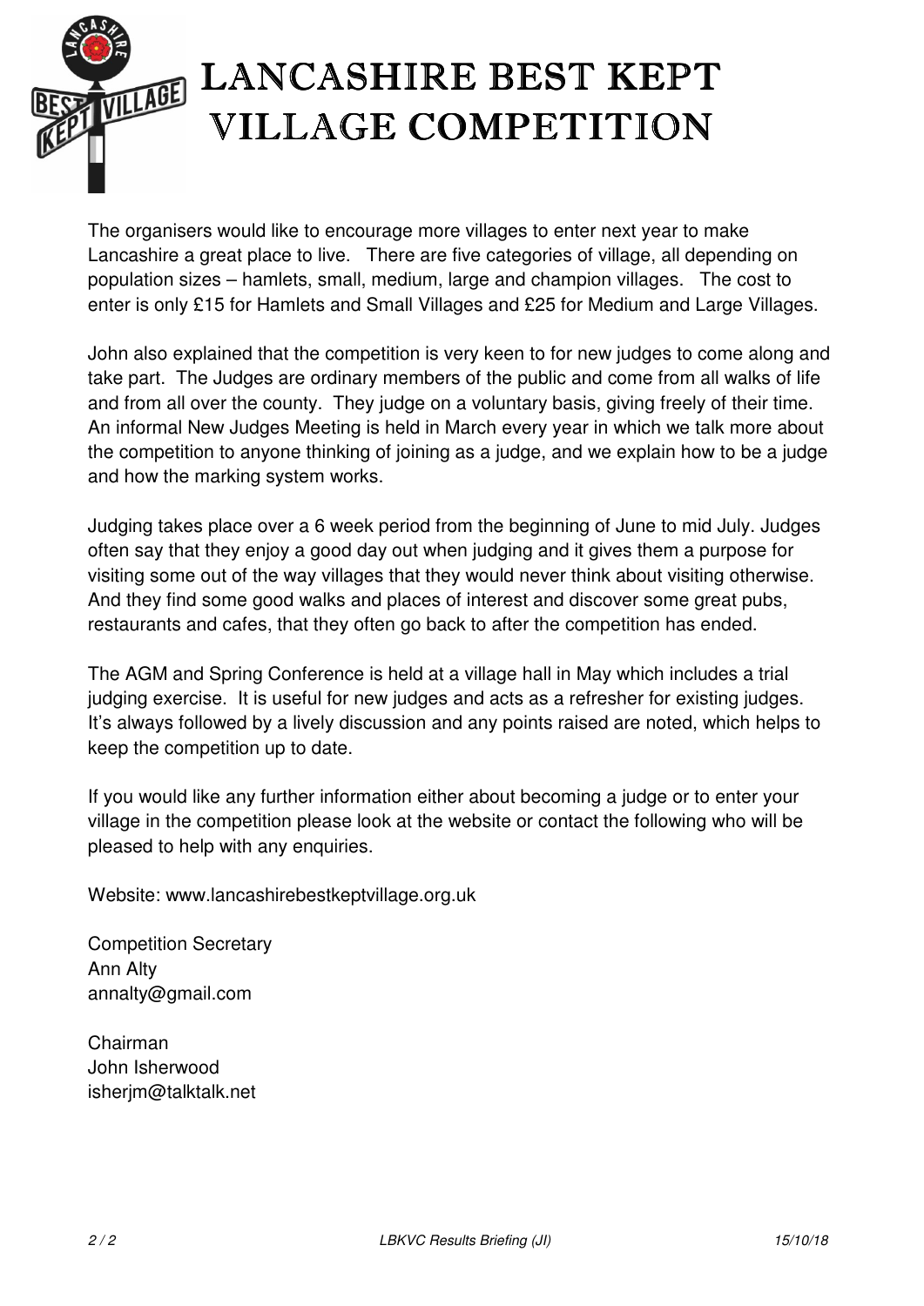# LANCASHIRE BEST KEPT VILLAGE COMPETITION

The organisers would like to encourage more villages to enter next year to make Lancashire a great place to live. There are five categories of village, all depending on population sizes – hamlets, small, medium, large and champion villages. The cost to enter is only £15 for Hamlets and Small Villages and £25 for Medium and Large Villages.

John also explained that the competition is very keen to for new judges to come along and take part. The Judges are ordinary members of the public and come from all walks of life and from all over the county. They judge on a voluntary basis, giving freely of their time. An informal New Judges Meeting is held in March every year in which we talk more about the competition to anyone thinking of joining as a judge, and we explain how to be a judge and how the marking system works.

Judging takes place over a 6 week period from the beginning of June to mid July. Judges often say that they enjoy a good day out when judging and it gives them a purpose for visiting some out of the way villages that they would never think about visiting otherwise. And they find some good walks and places of interest and discover some great pubs, restaurants and cafes, that they often go back to after the competition has ended.

The AGM and Spring Conference is held at a village hall in May which includes a trial judging exercise. It is useful for new judges and acts as a refresher for existing judges. It's always followed by a lively discussion and any points raised are noted, which helps to keep the competition up to date.

If you would like any further information either about becoming a judge or to enter your village in the competition please look at the website or contact the following who will be pleased to help with any enquiries.

Website: www.lancashirebestkeptvillage.org.uk

Competition Secretary
Ann Alty
annalty@gmail.com

Chairman
John Isherwood
isherjm@talktalk.net